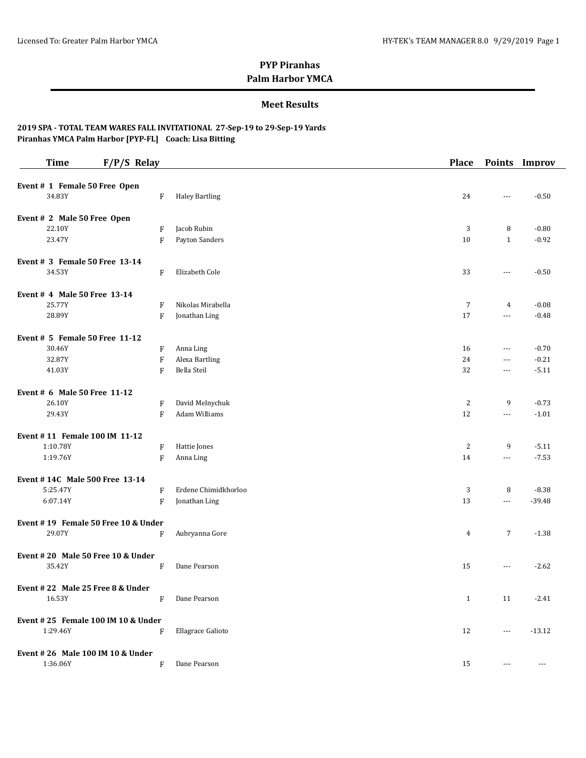# PYP Piranhas

## Palm Harbor YMCA

### Meet Results

**2019 SPA - TOTAL TEAM WARES FALL INVITATIONAL 27-Sep-19 to 29-Sep-19 Yards**
**Piranhas YMCA Palm Harbor [PYP-FL] Coach: Lisa Bitting**

| Time | F/P/S | Relay | Place | Points | Improv |
|---|---|---|---|---|---|
| **Event # 1 Female 50 Free Open** | | | | | |
| 34.83Y | F | Haley Bartling | 24 | --- | -0.50 |
| **Event # 2 Male 50 Free Open** | | | | | |
| 22.10Y | F | Jacob Rubin | 3 | 8 | -0.80 |
| 23.47Y | F | Payton Sanders | 10 | 1 | -0.92 |
| **Event # 3 Female 50 Free 13-14** | | | | | |
| 34.53Y | F | Elizabeth Cole | 33 | --- | -0.50 |
| **Event # 4 Male 50 Free 13-14** | | | | | |
| 25.77Y | F | Nikolas Mirabella | 7 | 4 | -0.08 |
| 28.89Y | F | Jonathan Ling | 17 | --- | -0.48 |
| **Event # 5 Female 50 Free 11-12** | | | | | |
| 30.46Y | F | Anna Ling | 16 | --- | -0.70 |
| 32.87Y | F | Alexa Bartling | 24 | --- | -0.21 |
| 41.03Y | F | Bella Steil | 32 | --- | -5.11 |
| **Event # 6 Male 50 Free 11-12** | | | | | |
| 26.10Y | F | David Melnychuk | 2 | 9 | -0.73 |
| 29.43Y | F | Adam Williams | 12 | --- | -1.01 |
| **Event # 11 Female 100 IM 11-12** | | | | | |
| 1:10.78Y | F | Hattie Jones | 2 | 9 | -5.11 |
| 1:19.76Y | F | Anna Ling | 14 | --- | -7.53 |
| **Event # 14C Male 500 Free 13-14** | | | | | |
| 5:25.47Y | F | Erdene Chimidkhorloo | 3 | 8 | -8.38 |
| 6:07.14Y | F | Jonathan Ling | 13 | --- | -39.48 |
| **Event # 19 Female 50 Free 10 & Under** | | | | | |
| 29.07Y | F | Aubryanna Gore | 4 | 7 | -1.38 |
| **Event # 20 Male 50 Free 10 & Under** | | | | | |
| 35.42Y | F | Dane Pearson | 15 | --- | -2.62 |
| **Event # 22 Male 25 Free 8 & Under** | | | | | |
| 16.53Y | F | Dane Pearson | 1 | 11 | -2.41 |
| **Event # 25 Female 100 IM 10 & Under** | | | | | |
| 1:29.46Y | F | Ellagrace Galioto | 12 | --- | -13.12 |
| **Event # 26 Male 100 IM 10 & Under** | | | | | |
| 1:36.06Y | F | Dane Pearson | 15 | --- | --- |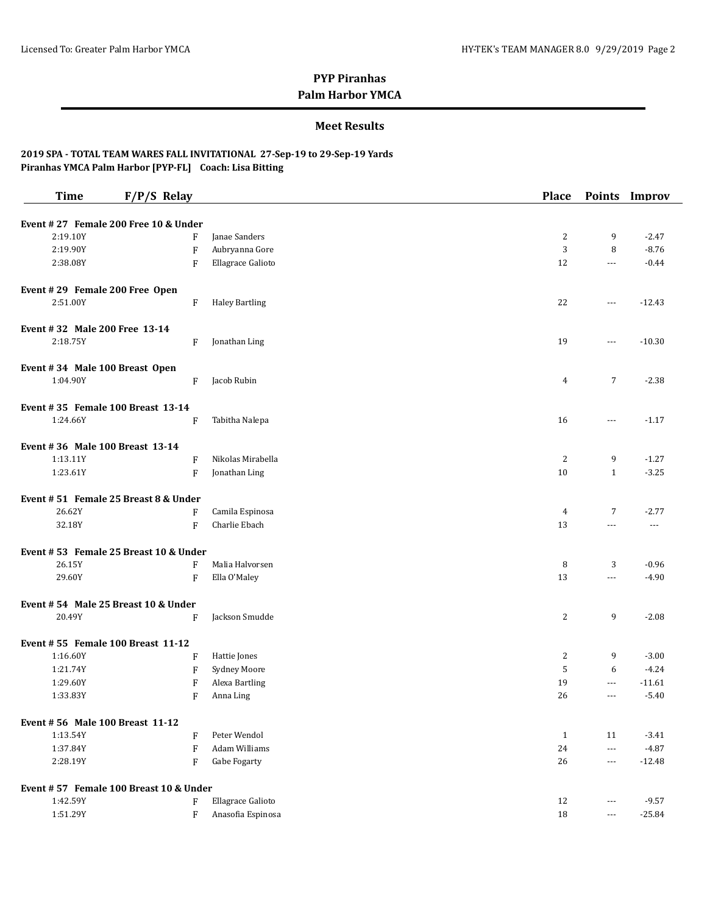## PYP Piranhas
## Palm Harbor YMCA

### Meet Results

**2019 SPA - TOTAL TEAM WARES FALL INVITATIONAL 27-Sep-19 to 29-Sep-19 Yards**
**Piranhas YMCA Palm Harbor [PYP-FL] Coach: Lisa Bitting**

| Time | F/P/S | Relay | Place | Points | Improv |
|---|---|---|---|---|---|
| **Event # 27 Female 200 Free 10 & Under** | | | | | |
| 2:19.10Y | F | Janae Sanders | 2 | 9 | -2.47 |
| 2:19.90Y | F | Aubryanna Gore | 3 | 8 | -8.76 |
| 2:38.08Y | F | Ellagrace Galioto | 12 | --- | -0.44 |
| **Event # 29 Female 200 Free Open** | | | | | |
| 2:51.00Y | F | Haley Bartling | 22 | --- | -12.43 |
| **Event # 32 Male 200 Free 13-14** | | | | | |
| 2:18.75Y | F | Jonathan Ling | 19 | --- | -10.30 |
| **Event # 34 Male 100 Breast Open** | | | | | |
| 1:04.90Y | F | Jacob Rubin | 4 | 7 | -2.38 |
| **Event # 35 Female 100 Breast 13-14** | | | | | |
| 1:24.66Y | F | Tabitha Nalepa | 16 | --- | -1.17 |
| **Event # 36 Male 100 Breast 13-14** | | | | | |
| 1:13.11Y | F | Nikolas Mirabella | 2 | 9 | -1.27 |
| 1:23.61Y | F | Jonathan Ling | 10 | 1 | -3.25 |
| **Event # 51 Female 25 Breast 8 & Under** | | | | | |
| 26.62Y | F | Camila Espinosa | 4 | 7 | -2.77 |
| 32.18Y | F | Charlie Ebach | 13 | --- | --- |
| **Event # 53 Female 25 Breast 10 & Under** | | | | | |
| 26.15Y | F | Malia Halvorsen | 8 | 3 | -0.96 |
| 29.60Y | F | Ella O'Maley | 13 | --- | -4.90 |
| **Event # 54 Male 25 Breast 10 & Under** | | | | | |
| 20.49Y | F | Jackson Smudde | 2 | 9 | -2.08 |
| **Event # 55 Female 100 Breast 11-12** | | | | | |
| 1:16.60Y | F | Hattie Jones | 2 | 9 | -3.00 |
| 1:21.74Y | F | Sydney Moore | 5 | 6 | -4.24 |
| 1:29.60Y | F | Alexa Bartling | 19 | --- | -11.61 |
| 1:33.83Y | F | Anna Ling | 26 | --- | -5.40 |
| **Event # 56 Male 100 Breast 11-12** | | | | | |
| 1:13.54Y | F | Peter Wendol | 1 | 11 | -3.41 |
| 1:37.84Y | F | Adam Williams | 24 | --- | -4.87 |
| 2:28.19Y | F | Gabe Fogarty | 26 | --- | -12.48 |
| **Event # 57 Female 100 Breast 10 & Under** | | | | | |
| 1:42.59Y | F | Ellagrace Galioto | 12 | --- | -9.57 |
| 1:51.29Y | F | Anasofia Espinosa | 18 | --- | -25.84 |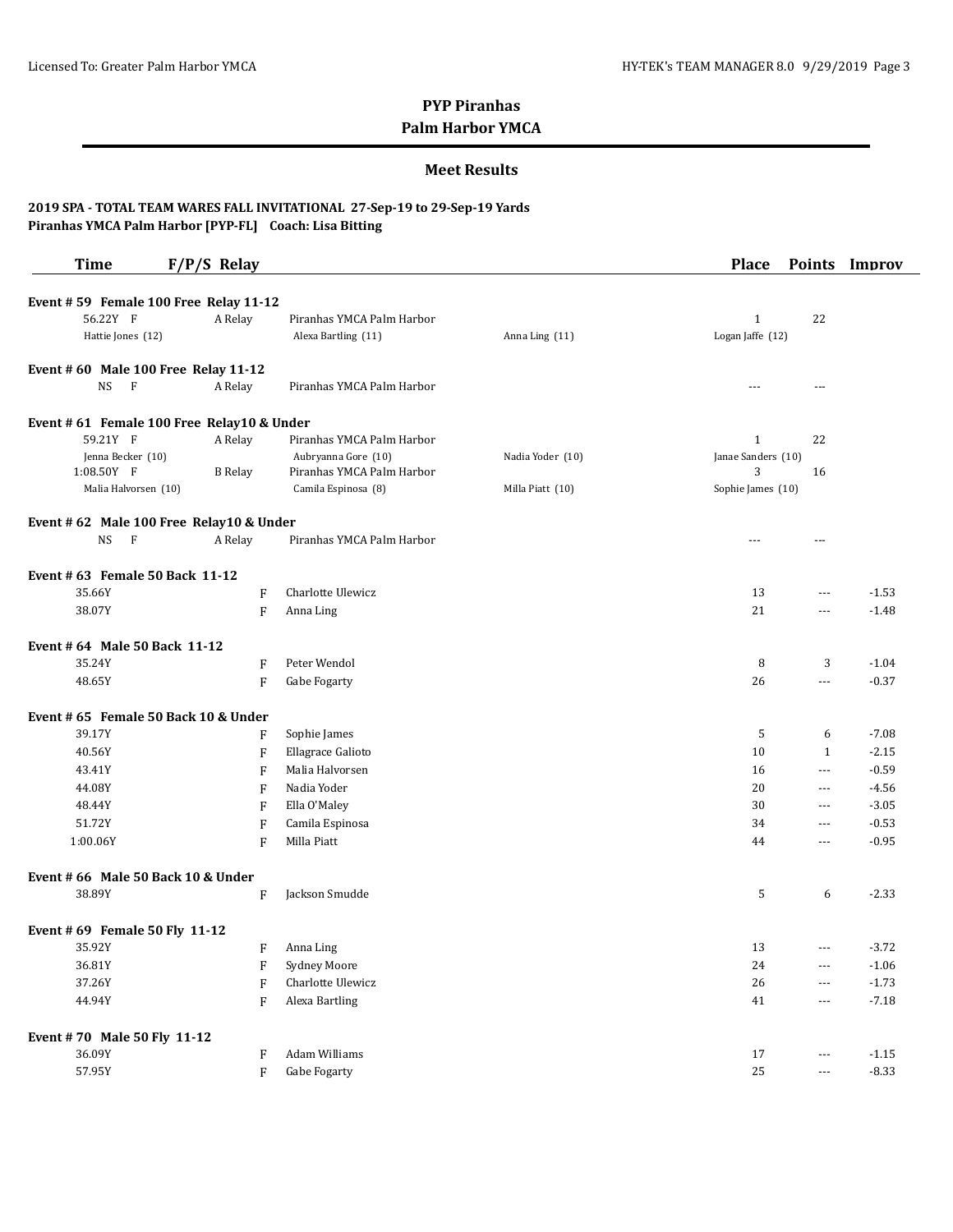**PYP Piranhas**
**Palm Harbor YMCA**

**Meet Results**

**2019 SPA - TOTAL TEAM WARES FALL INVITATIONAL 27-Sep-19 to 29-Sep-19 Yards**
**Piranhas YMCA Palm Harbor [PYP-FL] Coach: Lisa Bitting**

| Time | F/P/S | Relay | | | Place | Points | Improv |
|---|---|---|---|---|---|---|---|
| **Event # 59 Female 100 Free Relay 11-12** | | | | | | | |
| 56.22Y | F | A Relay | Piranhas YMCA Palm Harbor | | 1 | 22 | |
| Hattie Jones (12) | | | Alexa Bartling (11) | Anna Ling (11) | Logan Jaffe (12) | | |
| **Event # 60 Male 100 Free Relay 11-12** | | | | | | | |
| NS | F | A Relay | Piranhas YMCA Palm Harbor | | --- | --- | |
| **Event # 61 Female 100 Free Relay10 & Under** | | | | | | | |
| 59.21Y | F | A Relay | Piranhas YMCA Palm Harbor | | 1 | 22 | |
| Jenna Becker (10) | | | Aubryanna Gore (10) | Nadia Yoder (10) | Janae Sanders (10) | | |
| 1:08.50Y | F | B Relay | Piranhas YMCA Palm Harbor | | 3 | 16 | |
| Malia Halvorsen (10) | | | Camila Espinosa (8) | Milla Piatt (10) | Sophie James (10) | | |
| **Event # 62 Male 100 Free Relay10 & Under** | | | | | | | |
| NS | F | A Relay | Piranhas YMCA Palm Harbor | | --- | --- | |
| **Event # 63 Female 50 Back 11-12** | | | | | | | |
| 35.66Y | F | | Charlotte Ulewicz | | 13 | --- | -1.53 |
| 38.07Y | F | | Anna Ling | | 21 | --- | -1.48 |
| **Event # 64 Male 50 Back 11-12** | | | | | | | |
| 35.24Y | F | | Peter Wendol | | 8 | 3 | -1.04 |
| 48.65Y | F | | Gabe Fogarty | | 26 | --- | -0.37 |
| **Event # 65 Female 50 Back 10 & Under** | | | | | | | |
| 39.17Y | F | | Sophie James | | 5 | 6 | -7.08 |
| 40.56Y | F | | Ellagrace Galioto | | 10 | 1 | -2.15 |
| 43.41Y | F | | Malia Halvorsen | | 16 | --- | -0.59 |
| 44.08Y | F | | Nadia Yoder | | 20 | --- | -4.56 |
| 48.44Y | F | | Ella O'Maley | | 30 | --- | -3.05 |
| 51.72Y | F | | Camila Espinosa | | 34 | --- | -0.53 |
| 1:00.06Y | F | | Milla Piatt | | 44 | --- | -0.95 |
| **Event # 66 Male 50 Back 10 & Under** | | | | | | | |
| 38.89Y | F | | Jackson Smudde | | 5 | 6 | -2.33 |
| **Event # 69 Female 50 Fly 11-12** | | | | | | | |
| 35.92Y | F | | Anna Ling | | 13 | --- | -3.72 |
| 36.81Y | F | | Sydney Moore | | 24 | --- | -1.06 |
| 37.26Y | F | | Charlotte Ulewicz | | 26 | --- | -1.73 |
| 44.94Y | F | | Alexa Bartling | | 41 | --- | -7.18 |
| **Event # 70 Male 50 Fly 11-12** | | | | | | | |
| 36.09Y | F | | Adam Williams | | 17 | --- | -1.15 |
| 57.95Y | F | | Gabe Fogarty | | 25 | --- | -8.33 |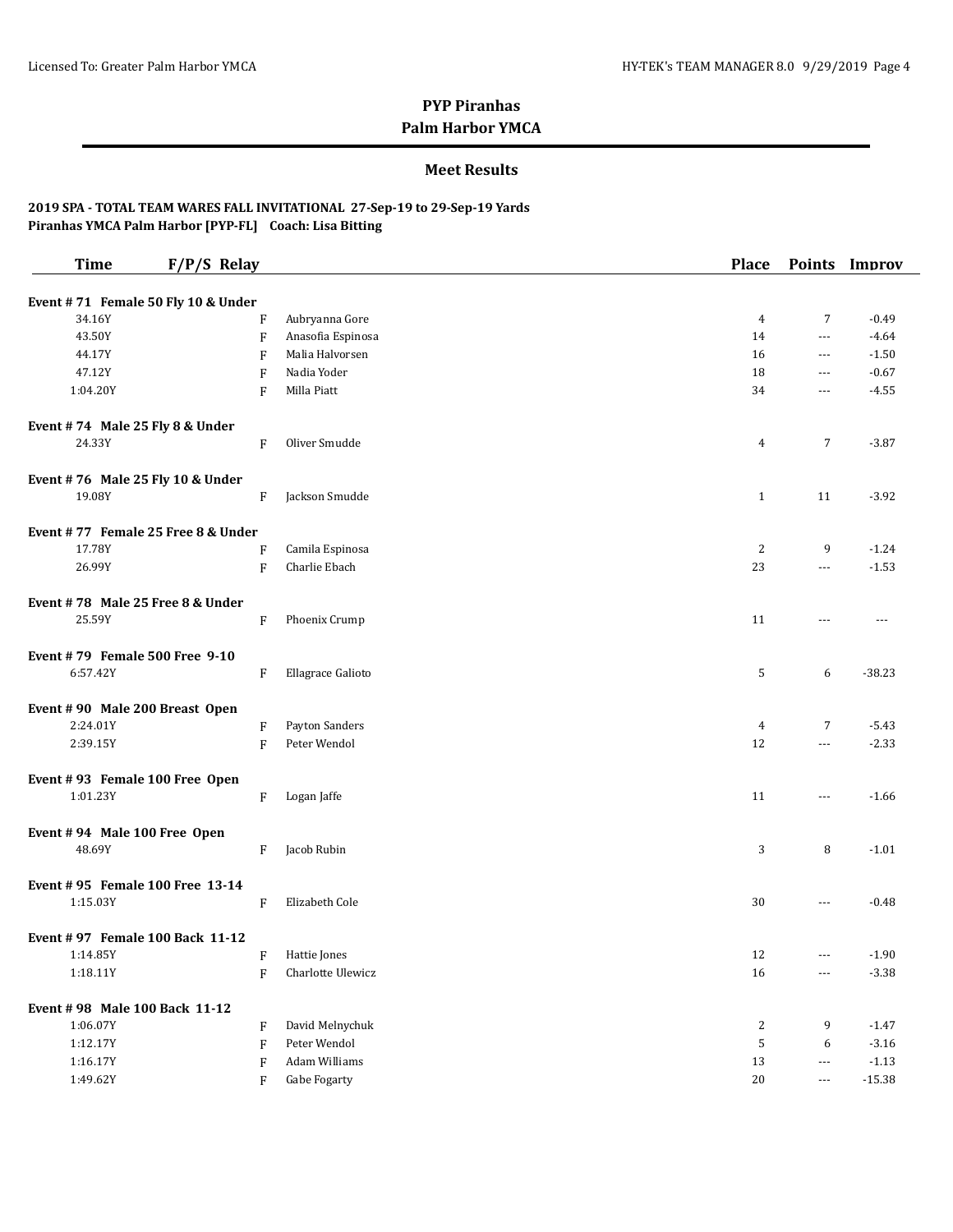**PYP Piranhas**
**Palm Harbor YMCA**

**Meet Results**

**2019 SPA - TOTAL TEAM WARES FALL INVITATIONAL 27-Sep-19 to 29-Sep-19 Yards**
**Piranhas YMCA Palm Harbor [PYP-FL] Coach: Lisa Bitting**

| Time | F/P/S | Relay | Place | Points | Improv |
|---|---|---|---|---|---|
| **Event # 71 Female 50 Fly 10 & Under** | | | | | |
| 34.16Y | F | Aubryanna Gore | 4 | 7 | -0.49 |
| 43.50Y | F | Anasofia Espinosa | 14 | --- | -4.64 |
| 44.17Y | F | Malia Halvorsen | 16 | --- | -1.50 |
| 47.12Y | F | Nadia Yoder | 18 | --- | -0.67 |
| 1:04.20Y | F | Milla Piatt | 34 | --- | -4.55 |
| **Event # 74 Male 25 Fly 8 & Under** | | | | | |
| 24.33Y | F | Oliver Smudde | 4 | 7 | -3.87 |
| **Event # 76 Male 25 Fly 10 & Under** | | | | | |
| 19.08Y | F | Jackson Smudde | 1 | 11 | -3.92 |
| **Event # 77 Female 25 Free 8 & Under** | | | | | |
| 17.78Y | F | Camila Espinosa | 2 | 9 | -1.24 |
| 26.99Y | F | Charlie Ebach | 23 | --- | -1.53 |
| **Event # 78 Male 25 Free 8 & Under** | | | | | |
| 25.59Y | F | Phoenix Crump | 11 | --- | --- |
| **Event # 79 Female 500 Free 9-10** | | | | | |
| 6:57.42Y | F | Ellagrace Galioto | 5 | 6 | -38.23 |
| **Event # 90 Male 200 Breast Open** | | | | | |
| 2:24.01Y | F | Payton Sanders | 4 | 7 | -5.43 |
| 2:39.15Y | F | Peter Wendol | 12 | --- | -2.33 |
| **Event # 93 Female 100 Free Open** | | | | | |
| 1:01.23Y | F | Logan Jaffe | 11 | --- | -1.66 |
| **Event # 94 Male 100 Free Open** | | | | | |
| 48.69Y | F | Jacob Rubin | 3 | 8 | -1.01 |
| **Event # 95 Female 100 Free 13-14** | | | | | |
| 1:15.03Y | F | Elizabeth Cole | 30 | --- | -0.48 |
| **Event # 97 Female 100 Back 11-12** | | | | | |
| 1:14.85Y | F | Hattie Jones | 12 | --- | -1.90 |
| 1:18.11Y | F | Charlotte Ulewicz | 16 | --- | -3.38 |
| **Event # 98 Male 100 Back 11-12** | | | | | |
| 1:06.07Y | F | David Melnychuk | 2 | 9 | -1.47 |
| 1:12.17Y | F | Peter Wendol | 5 | 6 | -3.16 |
| 1:16.17Y | F | Adam Williams | 13 | --- | -1.13 |
| 1:49.62Y | F | Gabe Fogarty | 20 | --- | -15.38 |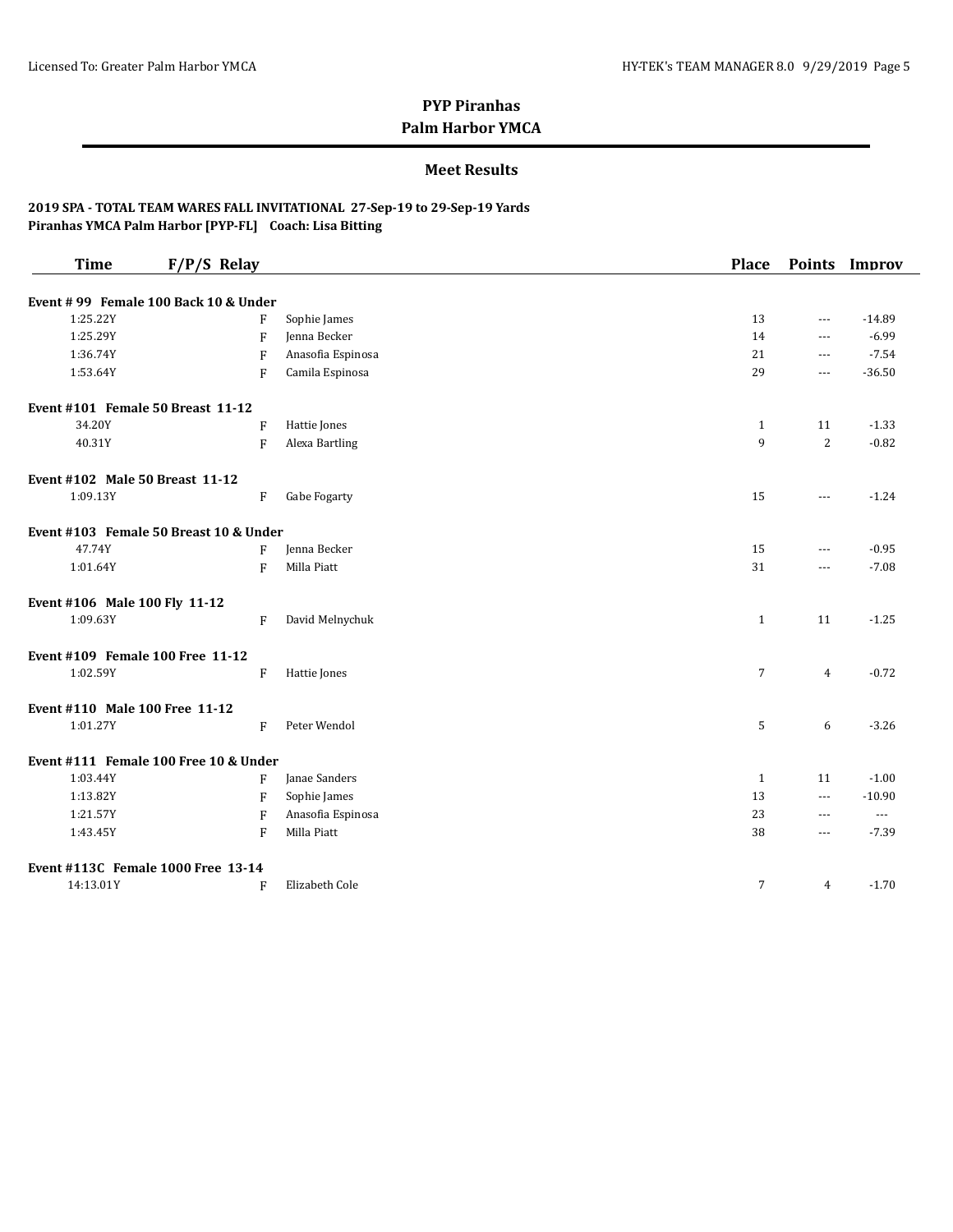**PYP Piranhas**
**Palm Harbor YMCA**

### Meet Results

**2019 SPA - TOTAL TEAM WARES FALL INVITATIONAL 27-Sep-19 to 29-Sep-19 Yards**
**Piranhas YMCA Palm Harbor [PYP-FL] Coach: Lisa Bitting**

| Time | F/P/S | Relay | Place | Points | Improv |
|---|---|---|---|---|---|
| **Event # 99 Female 100 Back 10 & Under** | | | | | |
| 1:25.22Y | F | Sophie James | 13 | --- | -14.89 |
| 1:25.29Y | F | Jenna Becker | 14 | --- | -6.99 |
| 1:36.74Y | F | Anasofia Espinosa | 21 | --- | -7.54 |
| 1:53.64Y | F | Camila Espinosa | 29 | --- | -36.50 |
| **Event #101 Female 50 Breast 11-12** | | | | | |
| 34.20Y | F | Hattie Jones | 1 | 11 | -1.33 |
| 40.31Y | F | Alexa Bartling | 9 | 2 | -0.82 |
| **Event #102 Male 50 Breast 11-12** | | | | | |
| 1:09.13Y | F | Gabe Fogarty | 15 | --- | -1.24 |
| **Event #103 Female 50 Breast 10 & Under** | | | | | |
| 47.74Y | F | Jenna Becker | 15 | --- | -0.95 |
| 1:01.64Y | F | Milla Piatt | 31 | --- | -7.08 |
| **Event #106 Male 100 Fly 11-12** | | | | | |
| 1:09.63Y | F | David Melnychuk | 1 | 11 | -1.25 |
| **Event #109 Female 100 Free 11-12** | | | | | |
| 1:02.59Y | F | Hattie Jones | 7 | 4 | -0.72 |
| **Event #110 Male 100 Free 11-12** | | | | | |
| 1:01.27Y | F | Peter Wendol | 5 | 6 | -3.26 |
| **Event #111 Female 100 Free 10 & Under** | | | | | |
| 1:03.44Y | F | Janae Sanders | 1 | 11 | -1.00 |
| 1:13.82Y | F | Sophie James | 13 | --- | -10.90 |
| 1:21.57Y | F | Anasofia Espinosa | 23 | --- | --- |
| 1:43.45Y | F | Milla Piatt | 38 | --- | -7.39 |
| **Event #113C Female 1000 Free 13-14** | | | | | |
| 14:13.01Y | F | Elizabeth Cole | 7 | 4 | -1.70 |